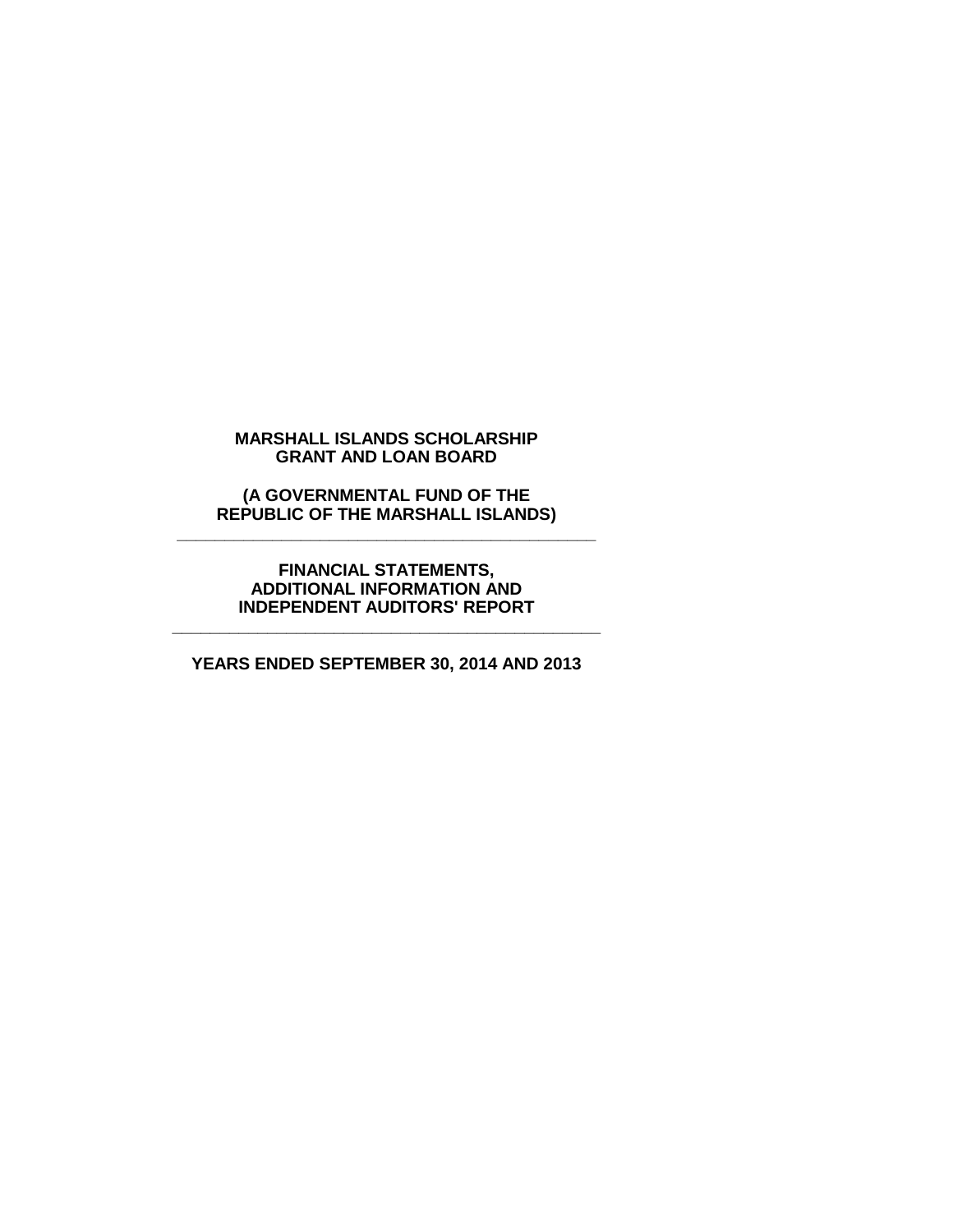# MARSHALL ISLANDS SCHOLARSHIP GRANT AND LOAN BOARD

## (A GOVERNMENTAL FUND OF THE REPUBLIC OF THE MARSHALL ISLANDS)

---

## FINANCIAL STATEMENTS, ADDITIONAL INFORMATION AND INDEPENDENT AUDITORS' REPORT

---

## YEARS ENDED SEPTEMBER 30, 2014 AND 2013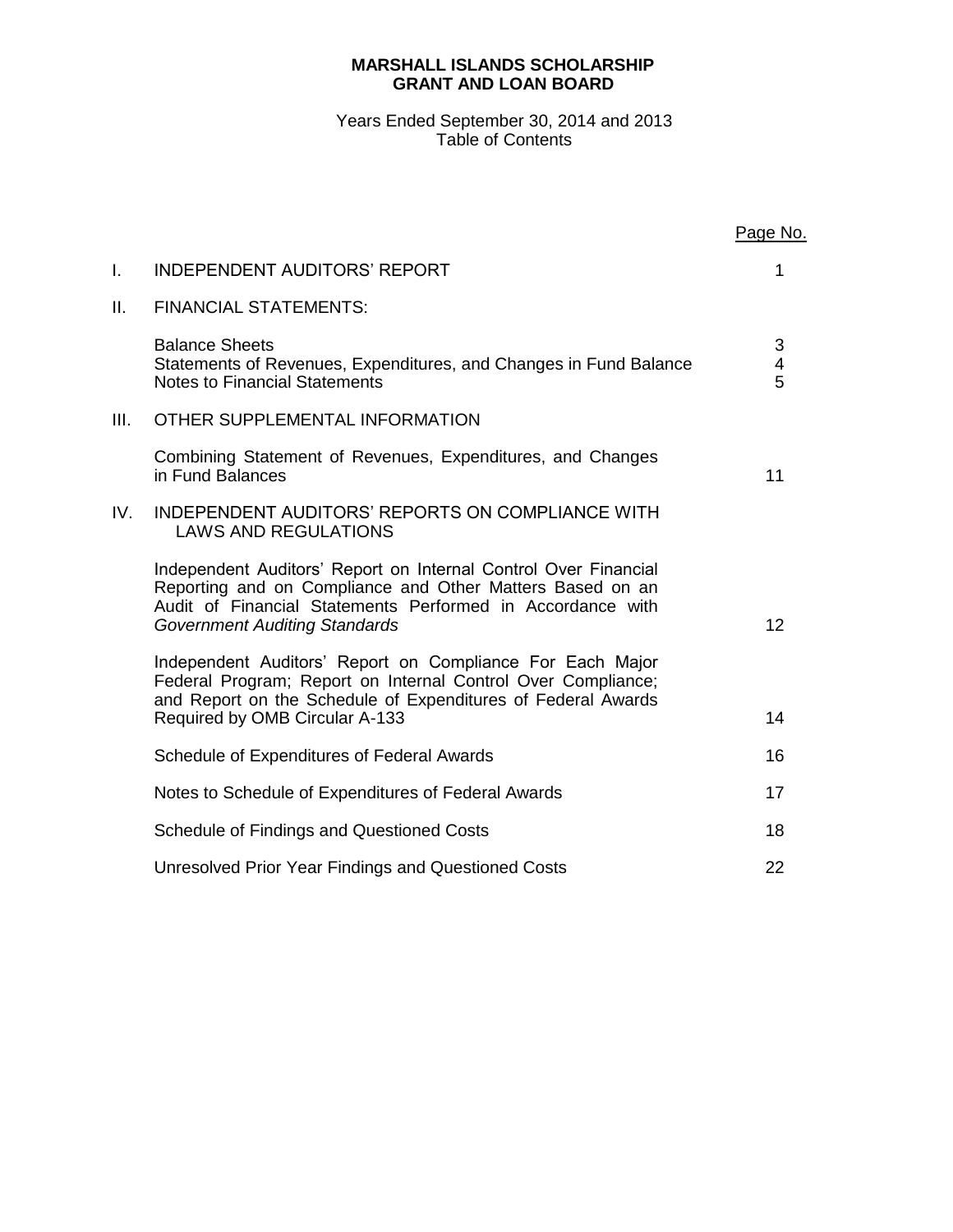# MARSHALL ISLANDS SCHOLARSHIP GRANT AND LOAN BOARD

Years Ended September 30, 2014 and 2013
Table of Contents

| | | Page No. |
|---|---|---|
| I. | INDEPENDENT AUDITORS' REPORT | 1 |
| II. | FINANCIAL STATEMENTS: | |
| | Balance Sheets | 3 |
| | Statements of Revenues, Expenditures, and Changes in Fund Balance | 4 |
| | Notes to Financial Statements | 5 |
| III. | OTHER SUPPLEMENTAL INFORMATION | |
| | Combining Statement of Revenues, Expenditures, and Changes in Fund Balances | 11 |
| IV. | INDEPENDENT AUDITORS' REPORTS ON COMPLIANCE WITH LAWS AND REGULATIONS | |
| | Independent Auditors' Report on Internal Control Over Financial Reporting and on Compliance and Other Matters Based on an Audit of Financial Statements Performed in Accordance with *Government Auditing Standards* | 12 |
| | Independent Auditors' Report on Compliance For Each Major Federal Program; Report on Internal Control Over Compliance; and Report on the Schedule of Expenditures of Federal Awards Required by OMB Circular A-133 | 14 |
| | Schedule of Expenditures of Federal Awards | 16 |
| | Notes to Schedule of Expenditures of Federal Awards | 17 |
| | Schedule of Findings and Questioned Costs | 18 |
| | Unresolved Prior Year Findings and Questioned Costs | 22 |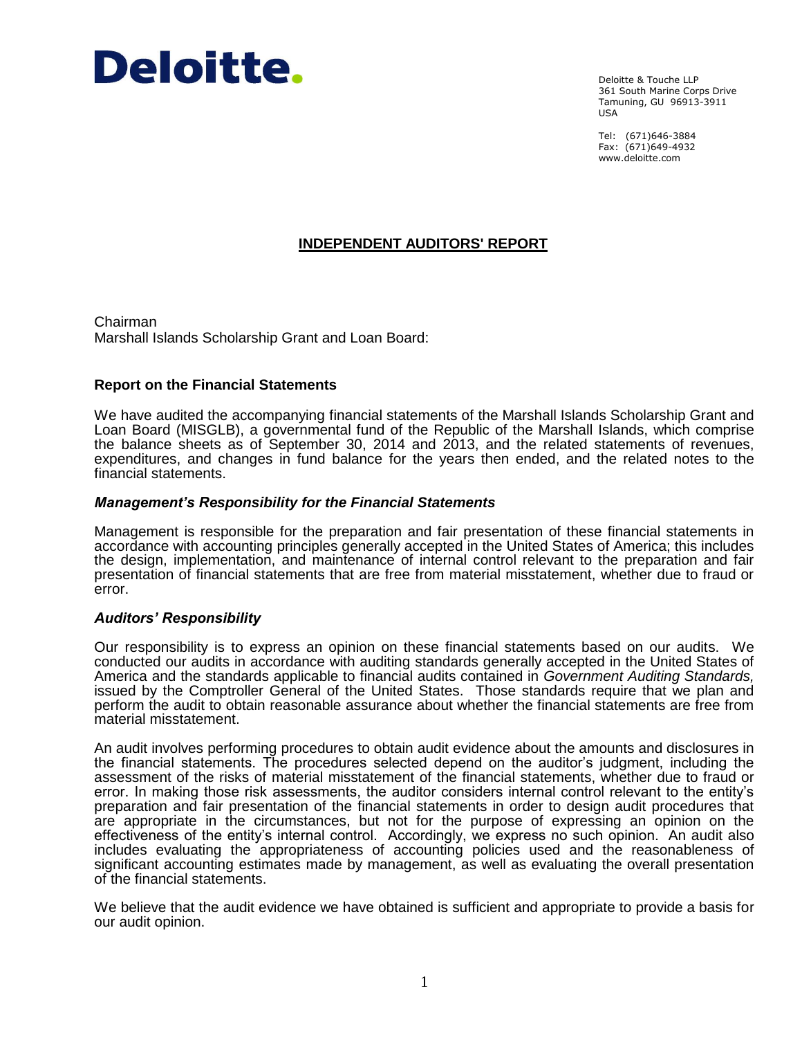Deloitte.

Deloitte & Touche LLP
361 South Marine Corps Drive
Tamuning, GU 96913-3911
USA

Tel: (671)646-3884
Fax: (671)649-4932
www.deloitte.com

## INDEPENDENT AUDITORS' REPORT

Chairman
Marshall Islands Scholarship Grant and Loan Board:

### Report on the Financial Statements

We have audited the accompanying financial statements of the Marshall Islands Scholarship Grant and Loan Board (MISGLB), a governmental fund of the Republic of the Marshall Islands, which comprise the balance sheets as of September 30, 2014 and 2013, and the related statements of revenues, expenditures, and changes in fund balance for the years then ended, and the related notes to the financial statements.

### *Management's Responsibility for the Financial Statements*

Management is responsible for the preparation and fair presentation of these financial statements in accordance with accounting principles generally accepted in the United States of America; this includes the design, implementation, and maintenance of internal control relevant to the preparation and fair presentation of financial statements that are free from material misstatement, whether due to fraud or error.

### *Auditors' Responsibility*

Our responsibility is to express an opinion on these financial statements based on our audits. We conducted our audits in accordance with auditing standards generally accepted in the United States of America and the standards applicable to financial audits contained in *Government Auditing Standards,* issued by the Comptroller General of the United States. Those standards require that we plan and perform the audit to obtain reasonable assurance about whether the financial statements are free from material misstatement.

An audit involves performing procedures to obtain audit evidence about the amounts and disclosures in the financial statements. The procedures selected depend on the auditor's judgment, including the assessment of the risks of material misstatement of the financial statements, whether due to fraud or error. In making those risk assessments, the auditor considers internal control relevant to the entity's preparation and fair presentation of the financial statements in order to design audit procedures that are appropriate in the circumstances, but not for the purpose of expressing an opinion on the effectiveness of the entity's internal control. Accordingly, we express no such opinion. An audit also includes evaluating the appropriateness of accounting policies used and the reasonableness of significant accounting estimates made by management, as well as evaluating the overall presentation of the financial statements.

We believe that the audit evidence we have obtained is sufficient and appropriate to provide a basis for our audit opinion.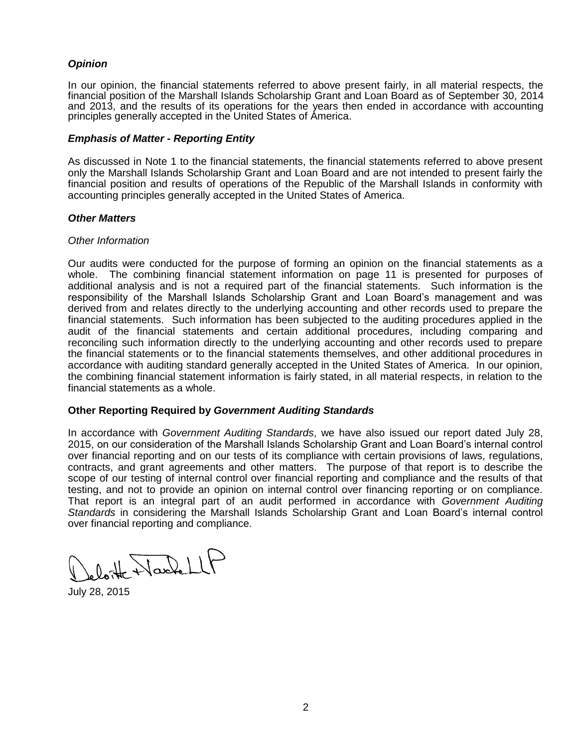### *Opinion*

In our opinion, the financial statements referred to above present fairly, in all material respects, the financial position of the Marshall Islands Scholarship Grant and Loan Board as of September 30, 2014 and 2013, and the results of its operations for the years then ended in accordance with accounting principles generally accepted in the United States of America.

### *Emphasis of Matter - Reporting Entity*

As discussed in Note 1 to the financial statements, the financial statements referred to above present only the Marshall Islands Scholarship Grant and Loan Board and are not intended to present fairly the financial position and results of operations of the Republic of the Marshall Islands in conformity with accounting principles generally accepted in the United States of America.

### *Other Matters*

*Other Information*

Our audits were conducted for the purpose of forming an opinion on the financial statements as a whole. The combining financial statement information on page 11 is presented for purposes of additional analysis and is not a required part of the financial statements. Such information is the responsibility of the Marshall Islands Scholarship Grant and Loan Board's management and was derived from and relates directly to the underlying accounting and other records used to prepare the financial statements. Such information has been subjected to the auditing procedures applied in the audit of the financial statements and certain additional procedures, including comparing and reconciling such information directly to the underlying accounting and other records used to prepare the financial statements or to the financial statements themselves, and other additional procedures in accordance with auditing standard generally accepted in the United States of America. In our opinion, the combining financial statement information is fairly stated, in all material respects, in relation to the financial statements as a whole.

### Other Reporting Required by *Government Auditing Standards*

In accordance with *Government Auditing Standards*, we have also issued our report dated July 28, 2015, on our consideration of the Marshall Islands Scholarship Grant and Loan Board's internal control over financial reporting and on our tests of its compliance with certain provisions of laws, regulations, contracts, and grant agreements and other matters. The purpose of that report is to describe the scope of our testing of internal control over financial reporting and compliance and the results of that testing, and not to provide an opinion on internal control over financing reporting or on compliance. That report is an integral part of an audit performed in accordance with *Government Auditing Standards* in considering the Marshall Islands Scholarship Grant and Loan Board's internal control over financial reporting and compliance.

Deloitte + Touche LLP

July 28, 2015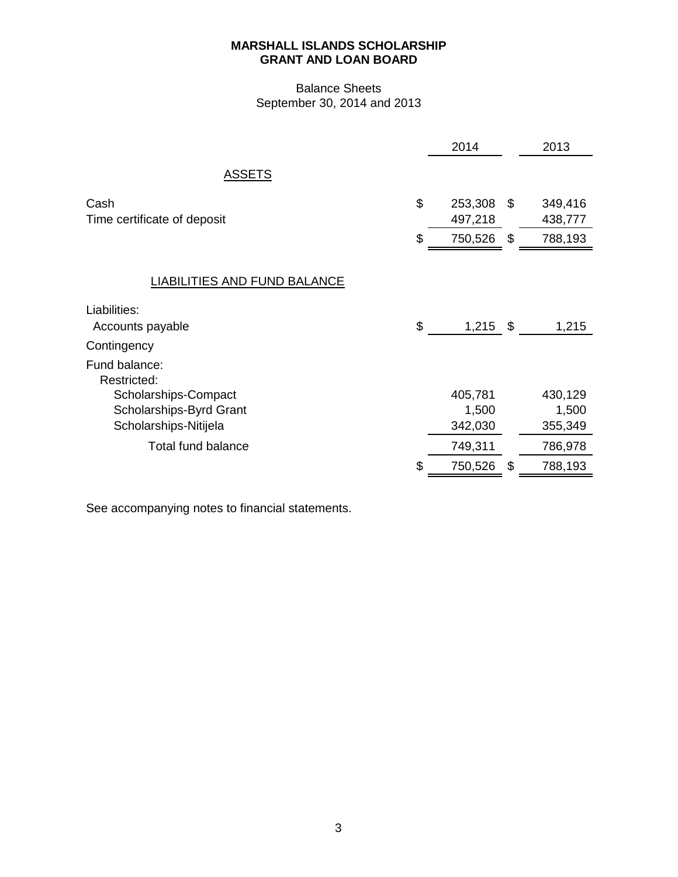**MARSHALL ISLANDS SCHOLARSHIP GRANT AND LOAN BOARD**

Balance Sheets
September 30, 2014 and 2013

| | 2014 | 2013 |
|---|---|---|
| **ASSETS** | | |
| Cash | $ 253,308 | $ 349,416 |
| Time certificate of deposit | 497,218 | 438,777 |
| | $ 750,526 | $ 788,193 |
| **LIABILITIES AND FUND BALANCE** | | |
| Liabilities: | | |
| Accounts payable | $ 1,215 | $ 1,215 |
| Contingency | | |
| Fund balance: | | |
| Restricted: | | |
| Scholarships-Compact | 405,781 | 430,129 |
| Scholarships-Byrd Grant | 1,500 | 1,500 |
| Scholarships-Nitijela | 342,030 | 355,349 |
| Total fund balance | 749,311 | 786,978 |
| | $ 750,526 | $ 788,193 |

See accompanying notes to financial statements.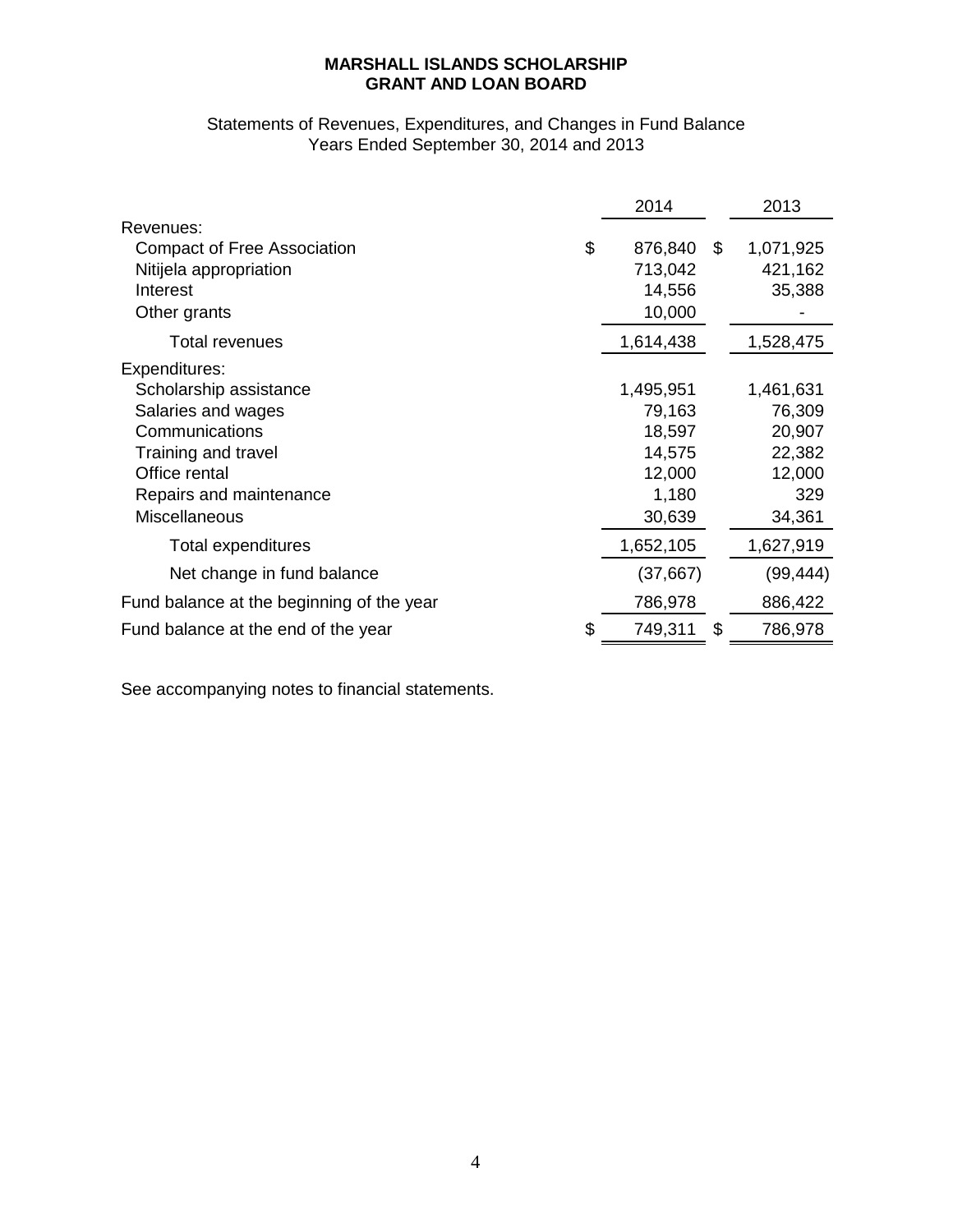**MARSHALL ISLANDS SCHOLARSHIP**
**GRANT AND LOAN BOARD**

Statements of Revenues, Expenditures, and Changes in Fund Balance
Years Ended September 30, 2014 and 2013

| | 2014 | 2013 |
|---|---|---|
| Revenues: | | |
| Compact of Free Association | $ 876,840 | $ 1,071,925 |
| Nitijela appropriation | 713,042 | 421,162 |
| Interest | 14,556 | 35,388 |
| Other grants | 10,000 | - |
| Total revenues | 1,614,438 | 1,528,475 |
| Expenditures: | | |
| Scholarship assistance | 1,495,951 | 1,461,631 |
| Salaries and wages | 79,163 | 76,309 |
| Communications | 18,597 | 20,907 |
| Training and travel | 14,575 | 22,382 |
| Office rental | 12,000 | 12,000 |
| Repairs and maintenance | 1,180 | 329 |
| Miscellaneous | 30,639 | 34,361 |
| Total expenditures | 1,652,105 | 1,627,919 |
| Net change in fund balance | (37,667) | (99,444) |
| Fund balance at the beginning of the year | 786,978 | 886,422 |
| Fund balance at the end of the year | $ 749,311 | $ 786,978 |

See accompanying notes to financial statements.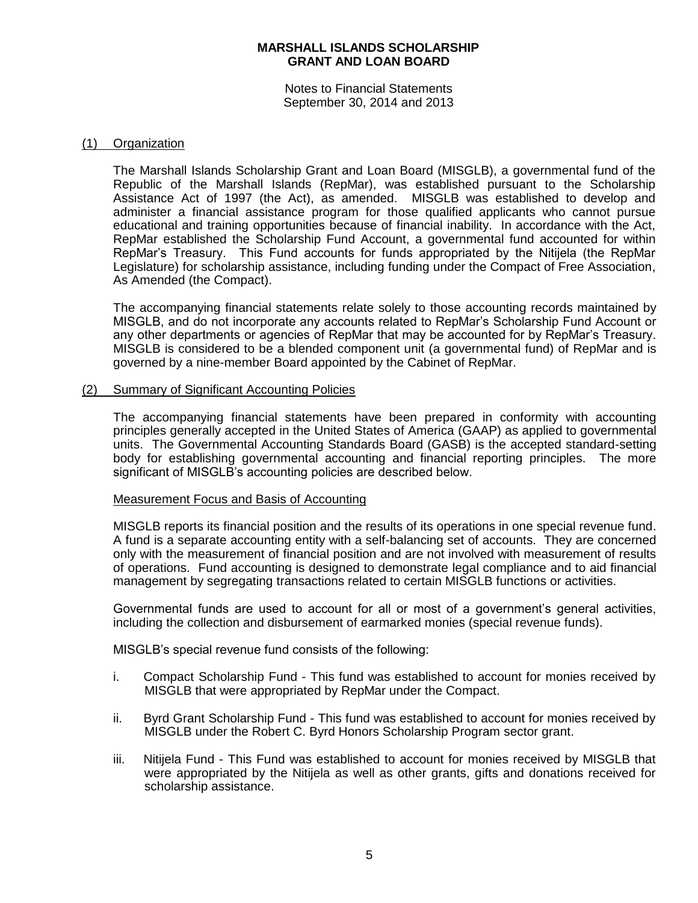**MARSHALL ISLANDS SCHOLARSHIP GRANT AND LOAN BOARD**

Notes to Financial Statements
September 30, 2014 and 2013

## (1) Organization

The Marshall Islands Scholarship Grant and Loan Board (MISGLB), a governmental fund of the Republic of the Marshall Islands (RepMar), was established pursuant to the Scholarship Assistance Act of 1997 (the Act), as amended. MISGLB was established to develop and administer a financial assistance program for those qualified applicants who cannot pursue educational and training opportunities because of financial inability. In accordance with the Act, RepMar established the Scholarship Fund Account, a governmental fund accounted for within RepMar's Treasury. This Fund accounts for funds appropriated by the Nitijela (the RepMar Legislature) for scholarship assistance, including funding under the Compact of Free Association, As Amended (the Compact).

The accompanying financial statements relate solely to those accounting records maintained by MISGLB, and do not incorporate any accounts related to RepMar's Scholarship Fund Account or any other departments or agencies of RepMar that may be accounted for by RepMar's Treasury. MISGLB is considered to be a blended component unit (a governmental fund) of RepMar and is governed by a nine-member Board appointed by the Cabinet of RepMar.

## (2) Summary of Significant Accounting Policies

The accompanying financial statements have been prepared in conformity with accounting principles generally accepted in the United States of America (GAAP) as applied to governmental units. The Governmental Accounting Standards Board (GASB) is the accepted standard-setting body for establishing governmental accounting and financial reporting principles. The more significant of MISGLB's accounting policies are described below.

### Measurement Focus and Basis of Accounting

MISGLB reports its financial position and the results of its operations in one special revenue fund. A fund is a separate accounting entity with a self-balancing set of accounts. They are concerned only with the measurement of financial position and are not involved with measurement of results of operations. Fund accounting is designed to demonstrate legal compliance and to aid financial management by segregating transactions related to certain MISGLB functions or activities.

Governmental funds are used to account for all or most of a government's general activities, including the collection and disbursement of earmarked monies (special revenue funds).

MISGLB's special revenue fund consists of the following:

i. Compact Scholarship Fund - This fund was established to account for monies received by MISGLB that were appropriated by RepMar under the Compact.

ii. Byrd Grant Scholarship Fund - This fund was established to account for monies received by MISGLB under the Robert C. Byrd Honors Scholarship Program sector grant.

iii. Nitijela Fund - This Fund was established to account for monies received by MISGLB that were appropriated by the Nitijela as well as other grants, gifts and donations received for scholarship assistance.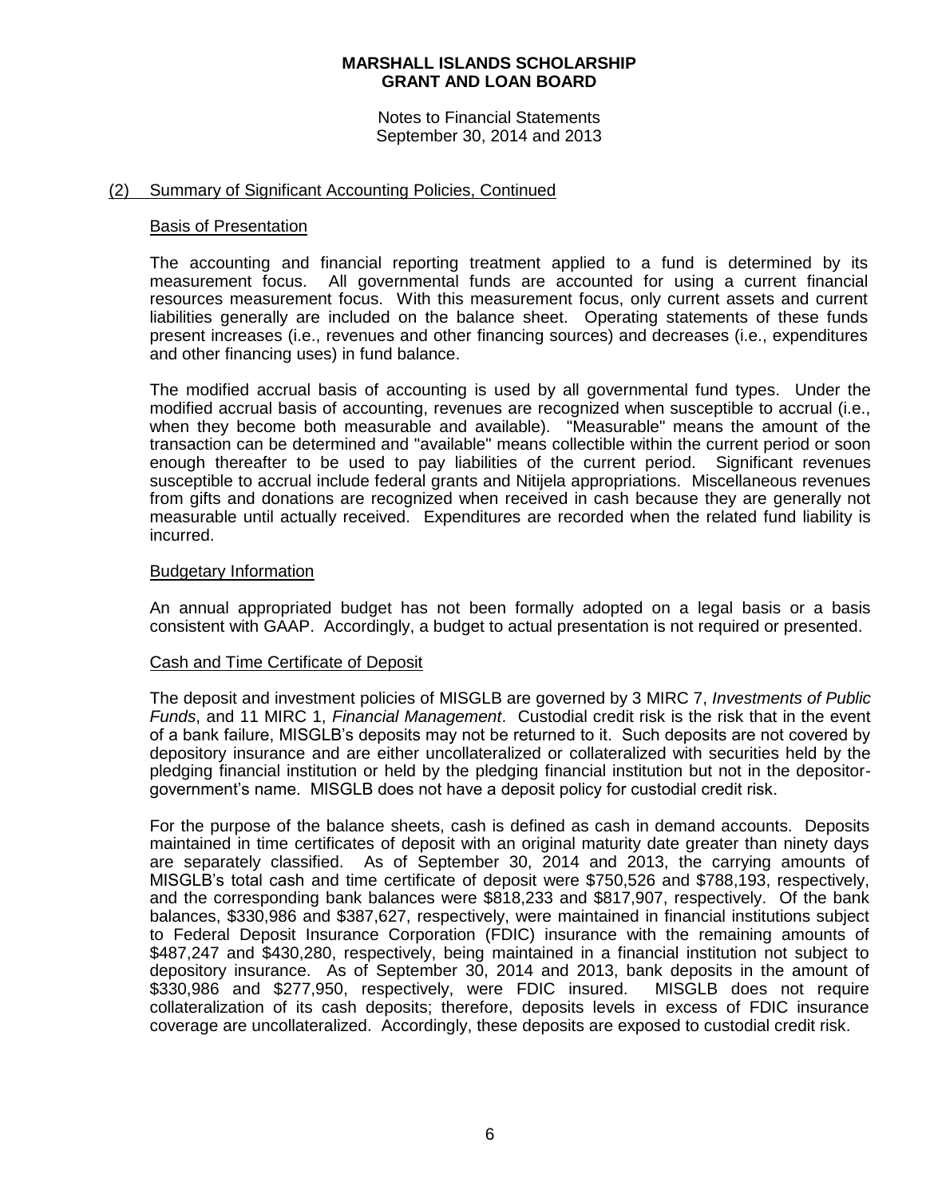# MARSHALL ISLANDS SCHOLARSHIP GRANT AND LOAN BOARD

Notes to Financial Statements
September 30, 2014 and 2013

## (2) Summary of Significant Accounting Policies, Continued

### Basis of Presentation

The accounting and financial reporting treatment applied to a fund is determined by its measurement focus. All governmental funds are accounted for using a current financial resources measurement focus. With this measurement focus, only current assets and current liabilities generally are included on the balance sheet. Operating statements of these funds present increases (i.e., revenues and other financing sources) and decreases (i.e., expenditures and other financing uses) in fund balance.

The modified accrual basis of accounting is used by all governmental fund types. Under the modified accrual basis of accounting, revenues are recognized when susceptible to accrual (i.e., when they become both measurable and available). "Measurable" means the amount of the transaction can be determined and "available" means collectible within the current period or soon enough thereafter to be used to pay liabilities of the current period. Significant revenues susceptible to accrual include federal grants and Nitijela appropriations. Miscellaneous revenues from gifts and donations are recognized when received in cash because they are generally not measurable until actually received. Expenditures are recorded when the related fund liability is incurred.

### Budgetary Information

An annual appropriated budget has not been formally adopted on a legal basis or a basis consistent with GAAP. Accordingly, a budget to actual presentation is not required or presented.

### Cash and Time Certificate of Deposit

The deposit and investment policies of MISGLB are governed by 3 MIRC 7, *Investments of Public Funds*, and 11 MIRC 1, *Financial Management*. Custodial credit risk is the risk that in the event of a bank failure, MISGLB's deposits may not be returned to it. Such deposits are not covered by depository insurance and are either uncollateralized or collateralized with securities held by the pledging financial institution or held by the pledging financial institution but not in the depositor-government's name. MISGLB does not have a deposit policy for custodial credit risk.

For the purpose of the balance sheets, cash is defined as cash in demand accounts. Deposits maintained in time certificates of deposit with an original maturity date greater than ninety days are separately classified. As of September 30, 2014 and 2013, the carrying amounts of MISGLB's total cash and time certificate of deposit were $750,526 and $788,193, respectively, and the corresponding bank balances were $818,233 and $817,907, respectively. Of the bank balances, $330,986 and $387,627, respectively, were maintained in financial institutions subject to Federal Deposit Insurance Corporation (FDIC) insurance with the remaining amounts of $487,247 and $430,280, respectively, being maintained in a financial institution not subject to depository insurance. As of September 30, 2014 and 2013, bank deposits in the amount of $330,986 and $277,950, respectively, were FDIC insured. MISGLB does not require collateralization of its cash deposits; therefore, deposits levels in excess of FDIC insurance coverage are uncollateralized. Accordingly, these deposits are exposed to custodial credit risk.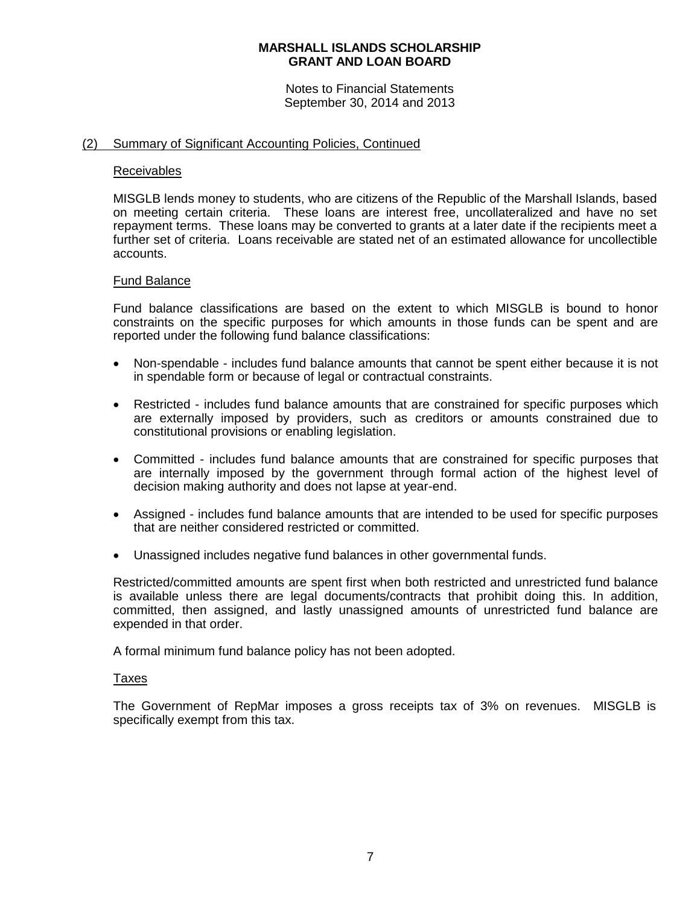## (2) Summary of Significant Accounting Policies, Continued

### Receivables

MISGLB lends money to students, who are citizens of the Republic of the Marshall Islands, based on meeting certain criteria. These loans are interest free, uncollateralized and have no set repayment terms. These loans may be converted to grants at a later date if the recipients meet a further set of criteria. Loans receivable are stated net of an estimated allowance for uncollectible accounts.

### Fund Balance

Fund balance classifications are based on the extent to which MISGLB is bound to honor constraints on the specific purposes for which amounts in those funds can be spent and are reported under the following fund balance classifications:

- Non-spendable - includes fund balance amounts that cannot be spent either because it is not in spendable form or because of legal or contractual constraints.
- Restricted - includes fund balance amounts that are constrained for specific purposes which are externally imposed by providers, such as creditors or amounts constrained due to constitutional provisions or enabling legislation.
- Committed - includes fund balance amounts that are constrained for specific purposes that are internally imposed by the government through formal action of the highest level of decision making authority and does not lapse at year-end.
- Assigned - includes fund balance amounts that are intended to be used for specific purposes that are neither considered restricted or committed.
- Unassigned includes negative fund balances in other governmental funds.

Restricted/committed amounts are spent first when both restricted and unrestricted fund balance is available unless there are legal documents/contracts that prohibit doing this. In addition, committed, then assigned, and lastly unassigned amounts of unrestricted fund balance are expended in that order.

A formal minimum fund balance policy has not been adopted.

### Taxes

The Government of RepMar imposes a gross receipts tax of 3% on revenues. MISGLB is specifically exempt from this tax.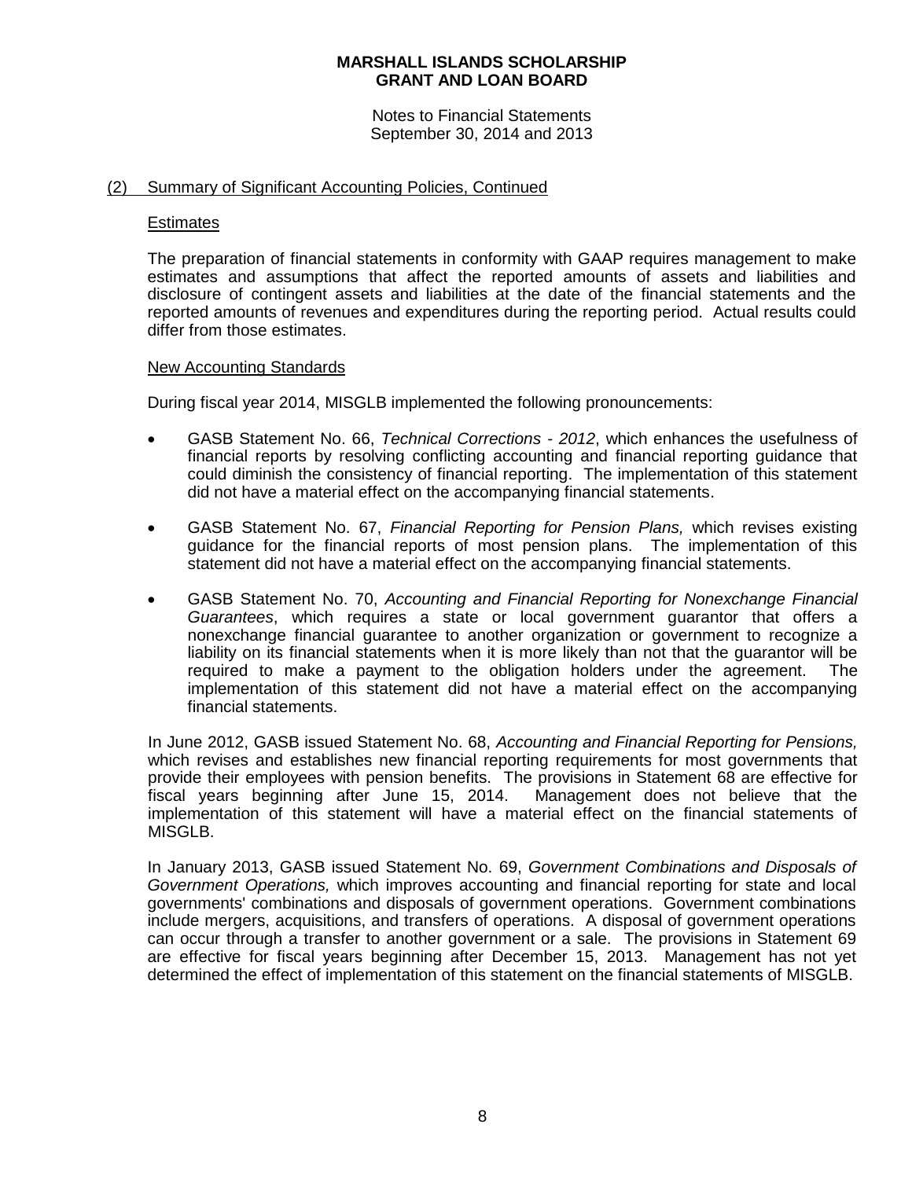## (2) Summary of Significant Accounting Policies, Continued

### Estimates

The preparation of financial statements in conformity with GAAP requires management to make estimates and assumptions that affect the reported amounts of assets and liabilities and disclosure of contingent assets and liabilities at the date of the financial statements and the reported amounts of revenues and expenditures during the reporting period. Actual results could differ from those estimates.

### New Accounting Standards

During fiscal year 2014, MISGLB implemented the following pronouncements:

- GASB Statement No. 66, *Technical Corrections - 2012*, which enhances the usefulness of financial reports by resolving conflicting accounting and financial reporting guidance that could diminish the consistency of financial reporting. The implementation of this statement did not have a material effect on the accompanying financial statements.

- GASB Statement No. 67, *Financial Reporting for Pension Plans,* which revises existing guidance for the financial reports of most pension plans. The implementation of this statement did not have a material effect on the accompanying financial statements.

- GASB Statement No. 70, *Accounting and Financial Reporting for Nonexchange Financial Guarantees*, which requires a state or local government guarantor that offers a nonexchange financial guarantee to another organization or government to recognize a liability on its financial statements when it is more likely than not that the guarantor will be required to make a payment to the obligation holders under the agreement. The implementation of this statement did not have a material effect on the accompanying financial statements.

In June 2012, GASB issued Statement No. 68, *Accounting and Financial Reporting for Pensions,* which revises and establishes new financial reporting requirements for most governments that provide their employees with pension benefits. The provisions in Statement 68 are effective for fiscal years beginning after June 15, 2014. Management does not believe that the implementation of this statement will have a material effect on the financial statements of MISGLB.

In January 2013, GASB issued Statement No. 69, *Government Combinations and Disposals of Government Operations,* which improves accounting and financial reporting for state and local governments' combinations and disposals of government operations. Government combinations include mergers, acquisitions, and transfers of operations. A disposal of government operations can occur through a transfer to another government or a sale. The provisions in Statement 69 are effective for fiscal years beginning after December 15, 2013. Management has not yet determined the effect of implementation of this statement on the financial statements of MISGLB.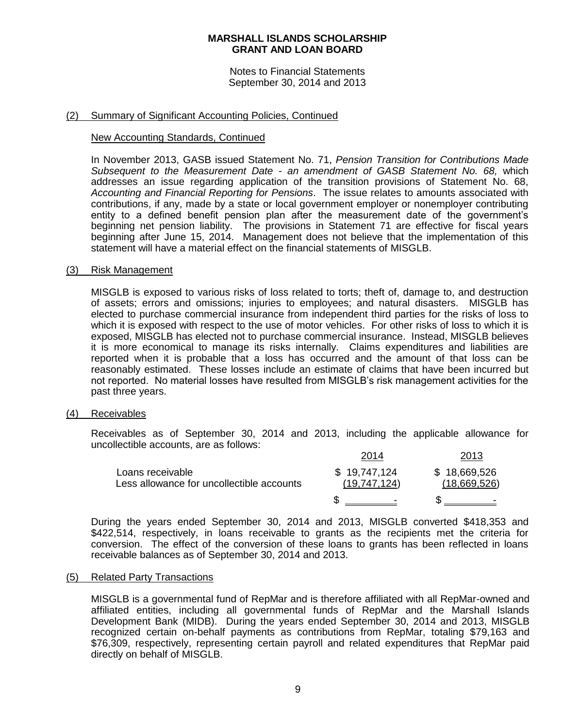## (2) Summary of Significant Accounting Policies, Continued

### New Accounting Standards, Continued

In November 2013, GASB issued Statement No. 71, *Pension Transition for Contributions Made Subsequent to the Measurement Date - an amendment of GASB Statement No. 68,* which addresses an issue regarding application of the transition provisions of Statement No. 68, *Accounting and Financial Reporting for Pensions*. The issue relates to amounts associated with contributions, if any, made by a state or local government employer or nonemployer contributing entity to a defined benefit pension plan after the measurement date of the government's beginning net pension liability. The provisions in Statement 71 are effective for fiscal years beginning after June 15, 2014. Management does not believe that the implementation of this statement will have a material effect on the financial statements of MISGLB.

## (3) Risk Management

MISGLB is exposed to various risks of loss related to torts; theft of, damage to, and destruction of assets; errors and omissions; injuries to employees; and natural disasters. MISGLB has elected to purchase commercial insurance from independent third parties for the risks of loss to which it is exposed with respect to the use of motor vehicles. For other risks of loss to which it is exposed, MISGLB has elected not to purchase commercial insurance. Instead, MISGLB believes it is more economical to manage its risks internally. Claims expenditures and liabilities are reported when it is probable that a loss has occurred and the amount of that loss can be reasonably estimated. These losses include an estimate of claims that have been incurred but not reported. No material losses have resulted from MISGLB's risk management activities for the past three years.

## (4) Receivables

Receivables as of September 30, 2014 and 2013, including the applicable allowance for uncollectible accounts, are as follows:

| | 2014 | 2013 |
|---|---|---|
| Loans receivable | $ 19,747,124 | $ 18,669,526 |
| Less allowance for uncollectible accounts | (19,747,124) | (18,669,526) |
| | $ - | $ - |

During the years ended September 30, 2014 and 2013, MISGLB converted $418,353 and $422,514, respectively, in loans receivable to grants as the recipients met the criteria for conversion. The effect of the conversion of these loans to grants has been reflected in loans receivable balances as of September 30, 2014 and 2013.

## (5) Related Party Transactions

MISGLB is a governmental fund of RepMar and is therefore affiliated with all RepMar-owned and affiliated entities, including all governmental funds of RepMar and the Marshall Islands Development Bank (MIDB). During the years ended September 30, 2014 and 2013, MISGLB recognized certain on-behalf payments as contributions from RepMar, totaling $79,163 and $76,309, respectively, representing certain payroll and related expenditures that RepMar paid directly on behalf of MISGLB.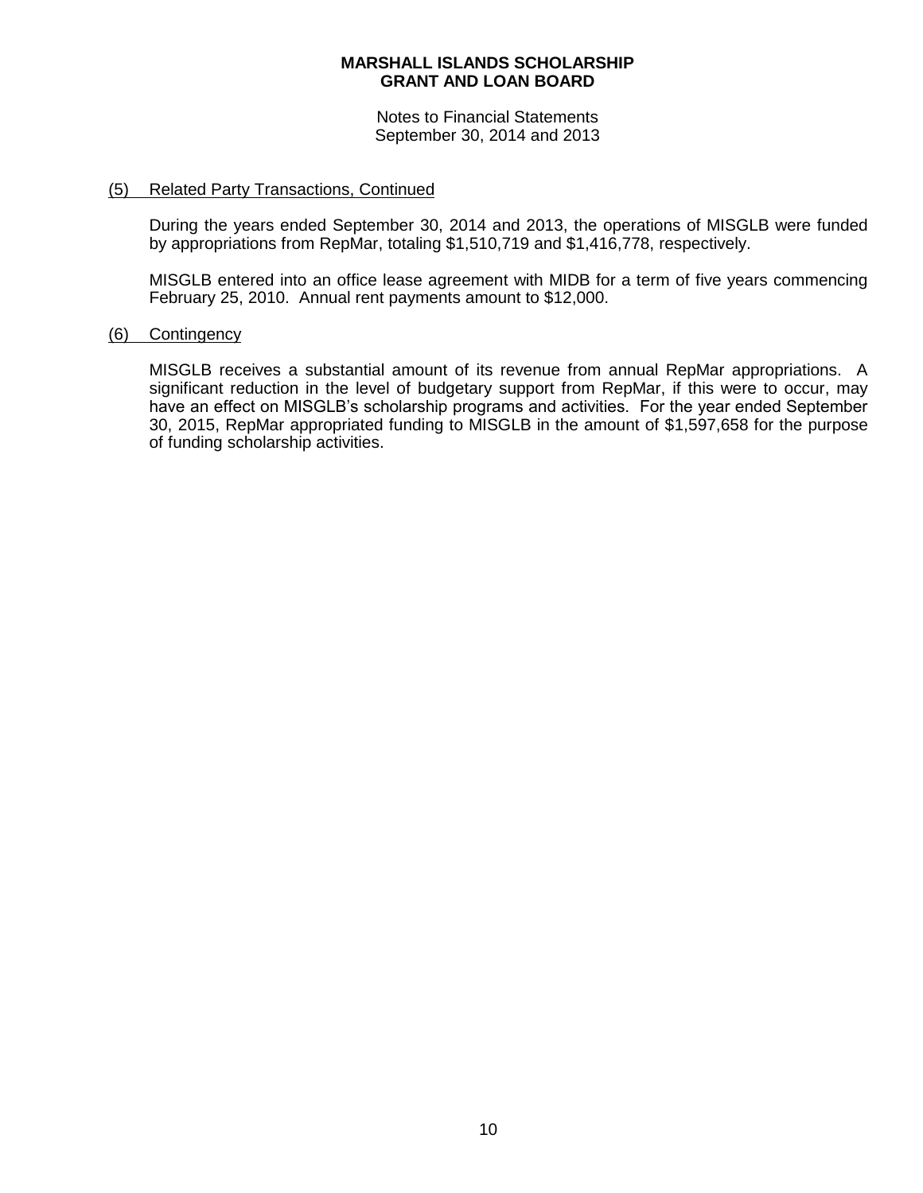**MARSHALL ISLANDS SCHOLARSHIP GRANT AND LOAN BOARD**

Notes to Financial Statements
September 30, 2014 and 2013

(5) Related Party Transactions, Continued

During the years ended September 30, 2014 and 2013, the operations of MISGLB were funded by appropriations from RepMar, totaling $1,510,719 and $1,416,778, respectively.

MISGLB entered into an office lease agreement with MIDB for a term of five years commencing February 25, 2010. Annual rent payments amount to $12,000.

(6) Contingency

MISGLB receives a substantial amount of its revenue from annual RepMar appropriations. A significant reduction in the level of budgetary support from RepMar, if this were to occur, may have an effect on MISGLB's scholarship programs and activities. For the year ended September 30, 2015, RepMar appropriated funding to MISGLB in the amount of $1,597,658 for the purpose of funding scholarship activities.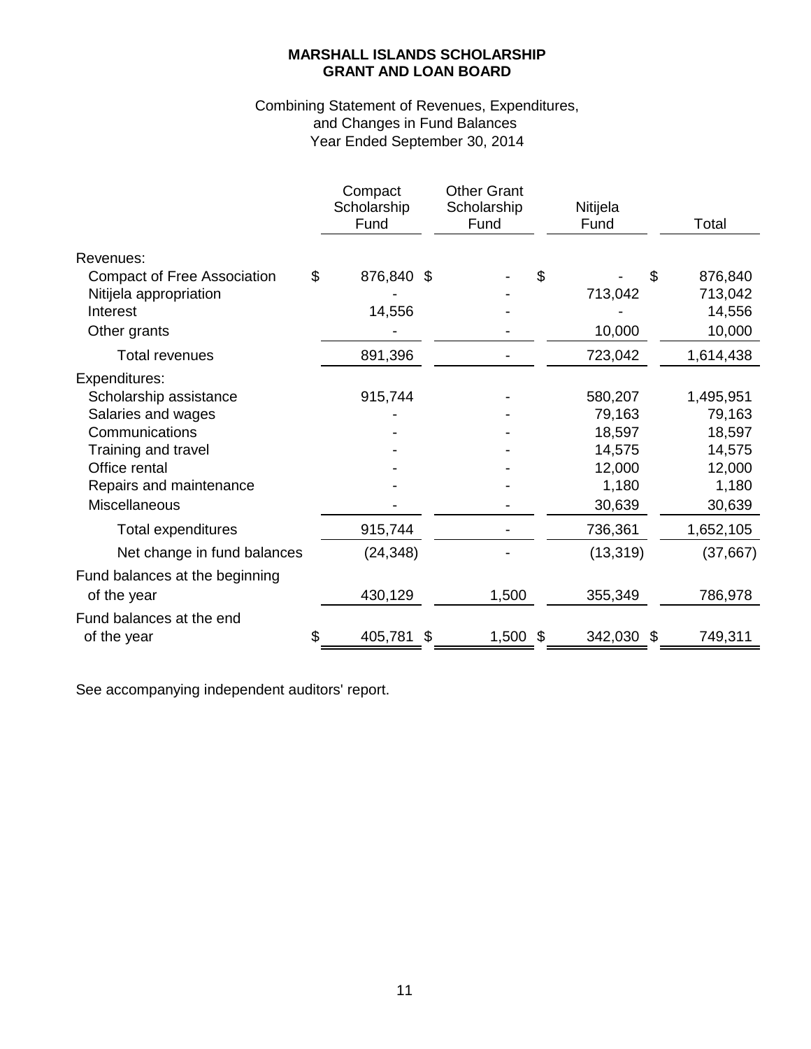**MARSHALL ISLANDS SCHOLARSHIP GRANT AND LOAN BOARD**

Combining Statement of Revenues, Expenditures, and Changes in Fund Balances
Year Ended September 30, 2014

| | Compact Scholarship Fund | Other Grant Scholarship Fund | Nitijela Fund | Total |
|---|---|---|---|---|
| Revenues: | | | | |
| Compact of Free Association | $ 876,840 | $ - | $ - | $ 876,840 |
| Nitijela appropriation | - | - | 713,042 | 713,042 |
| Interest | 14,556 | - | - | 14,556 |
| Other grants | - | - | 10,000 | 10,000 |
| Total revenues | 891,396 | - | 723,042 | 1,614,438 |
| Expenditures: | | | | |
| Scholarship assistance | 915,744 | - | 580,207 | 1,495,951 |
| Salaries and wages | - | - | 79,163 | 79,163 |
| Communications | - | - | 18,597 | 18,597 |
| Training and travel | - | - | 14,575 | 14,575 |
| Office rental | - | - | 12,000 | 12,000 |
| Repairs and maintenance | - | - | 1,180 | 1,180 |
| Miscellaneous | - | - | 30,639 | 30,639 |
| Total expenditures | 915,744 | - | 736,361 | 1,652,105 |
| Net change in fund balances | (24,348) | - | (13,319) | (37,667) |
| Fund balances at the beginning of the year | 430,129 | 1,500 | 355,349 | 786,978 |
| Fund balances at the end of the year | $ 405,781 | $ 1,500 | $ 342,030 | $ 749,311 |

See accompanying independent auditors' report.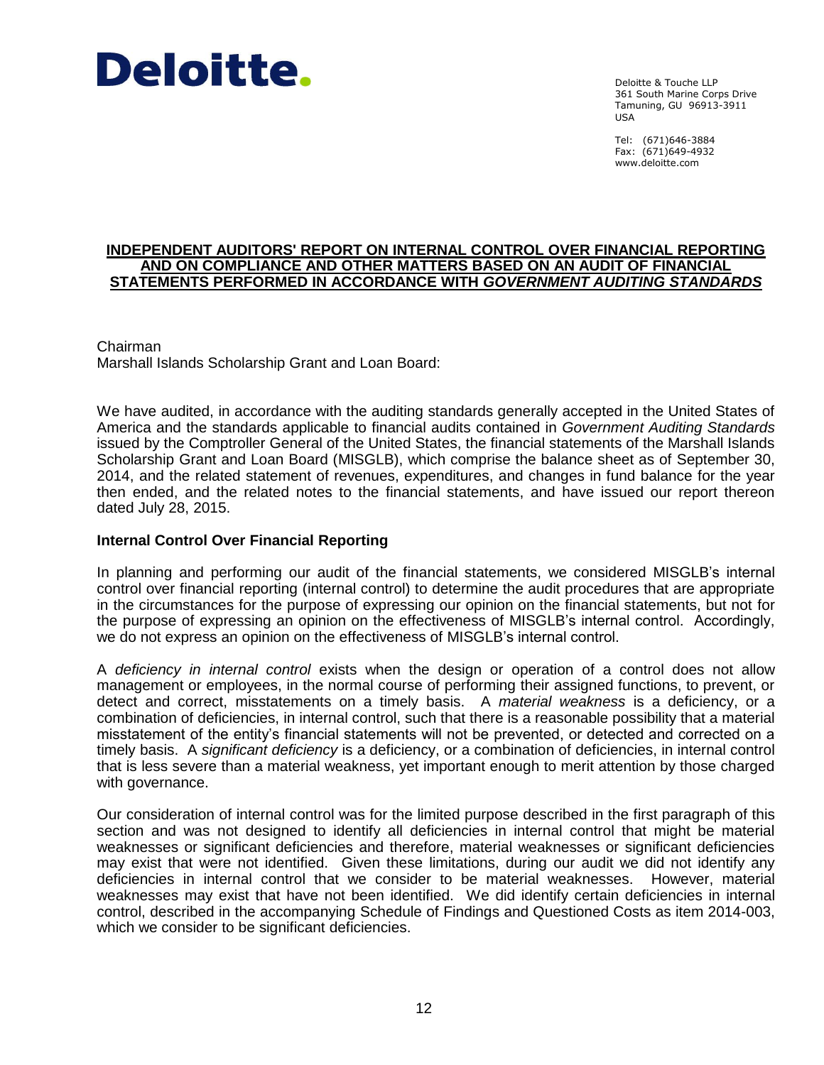Deloitte.

Deloitte & Touche LLP
361 South Marine Corps Drive
Tamuning, GU 96913-3911
USA

Tel: (671)646-3884
Fax: (671)649-4932
www.deloitte.com

# INDEPENDENT AUDITORS' REPORT ON INTERNAL CONTROL OVER FINANCIAL REPORTING AND ON COMPLIANCE AND OTHER MATTERS BASED ON AN AUDIT OF FINANCIAL STATEMENTS PERFORMED IN ACCORDANCE WITH *GOVERNMENT AUDITING STANDARDS*

Chairman
Marshall Islands Scholarship Grant and Loan Board:

We have audited, in accordance with the auditing standards generally accepted in the United States of America and the standards applicable to financial audits contained in *Government Auditing Standards* issued by the Comptroller General of the United States, the financial statements of the Marshall Islands Scholarship Grant and Loan Board (MISGLB), which comprise the balance sheet as of September 30, 2014, and the related statement of revenues, expenditures, and changes in fund balance for the year then ended, and the related notes to the financial statements, and have issued our report thereon dated July 28, 2015.

## Internal Control Over Financial Reporting

In planning and performing our audit of the financial statements, we considered MISGLB's internal control over financial reporting (internal control) to determine the audit procedures that are appropriate in the circumstances for the purpose of expressing our opinion on the financial statements, but not for the purpose of expressing an opinion on the effectiveness of MISGLB's internal control. Accordingly, we do not express an opinion on the effectiveness of MISGLB's internal control.

A *deficiency in internal control* exists when the design or operation of a control does not allow management or employees, in the normal course of performing their assigned functions, to prevent, or detect and correct, misstatements on a timely basis. A *material weakness* is a deficiency, or a combination of deficiencies, in internal control, such that there is a reasonable possibility that a material misstatement of the entity's financial statements will not be prevented, or detected and corrected on a timely basis. A *significant deficiency* is a deficiency, or a combination of deficiencies, in internal control that is less severe than a material weakness, yet important enough to merit attention by those charged with governance.

Our consideration of internal control was for the limited purpose described in the first paragraph of this section and was not designed to identify all deficiencies in internal control that might be material weaknesses or significant deficiencies and therefore, material weaknesses or significant deficiencies may exist that were not identified. Given these limitations, during our audit we did not identify any deficiencies in internal control that we consider to be material weaknesses. However, material weaknesses may exist that have not been identified. We did identify certain deficiencies in internal control, described in the accompanying Schedule of Findings and Questioned Costs as item 2014-003, which we consider to be significant deficiencies.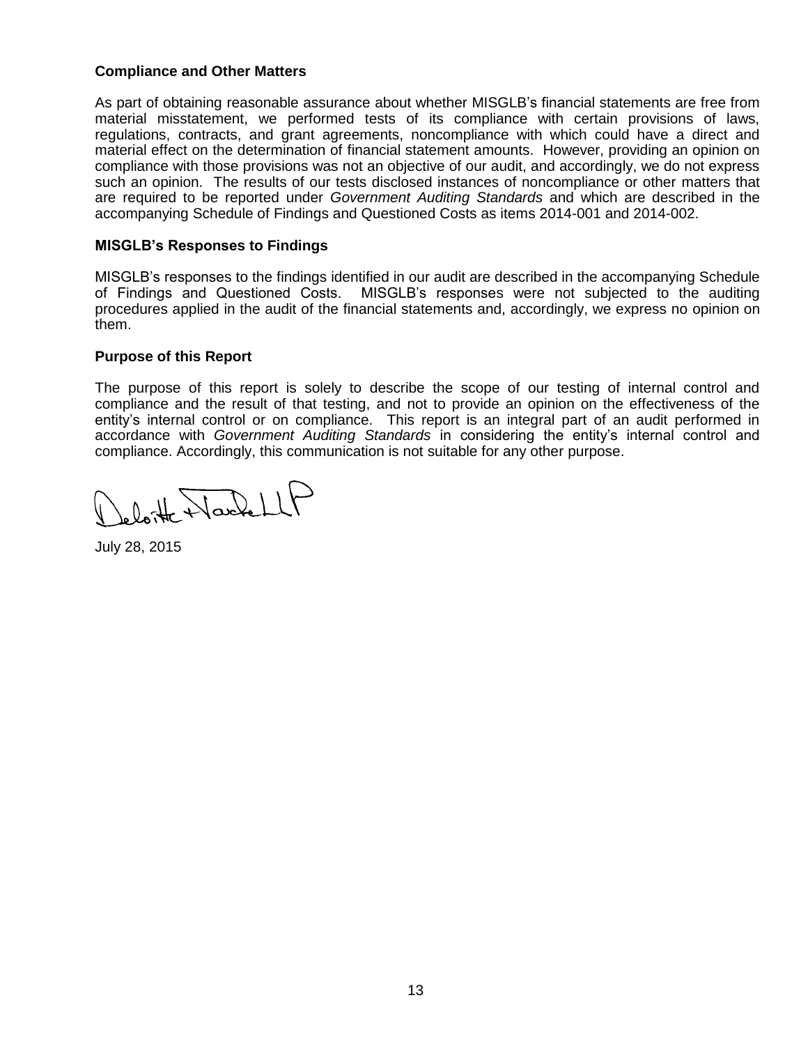**Compliance and Other Matters**

As part of obtaining reasonable assurance about whether MISGLB's financial statements are free from material misstatement, we performed tests of its compliance with certain provisions of laws, regulations, contracts, and grant agreements, noncompliance with which could have a direct and material effect on the determination of financial statement amounts. However, providing an opinion on compliance with those provisions was not an objective of our audit, and accordingly, we do not express such an opinion. The results of our tests disclosed instances of noncompliance or other matters that are required to be reported under *Government Auditing Standards* and which are described in the accompanying Schedule of Findings and Questioned Costs as items 2014-001 and 2014-002.

**MISGLB's Responses to Findings**

MISGLB's responses to the findings identified in our audit are described in the accompanying Schedule of Findings and Questioned Costs. MISGLB's responses were not subjected to the auditing procedures applied in the audit of the financial statements and, accordingly, we express no opinion on them.

**Purpose of this Report**

The purpose of this report is solely to describe the scope of our testing of internal control and compliance and the result of that testing, and not to provide an opinion on the effectiveness of the entity's internal control or on compliance. This report is an integral part of an audit performed in accordance with *Government Auditing Standards* in considering the entity's internal control and compliance. Accordingly, this communication is not suitable for any other purpose.

Deloitte & Touche LLP

July 28, 2015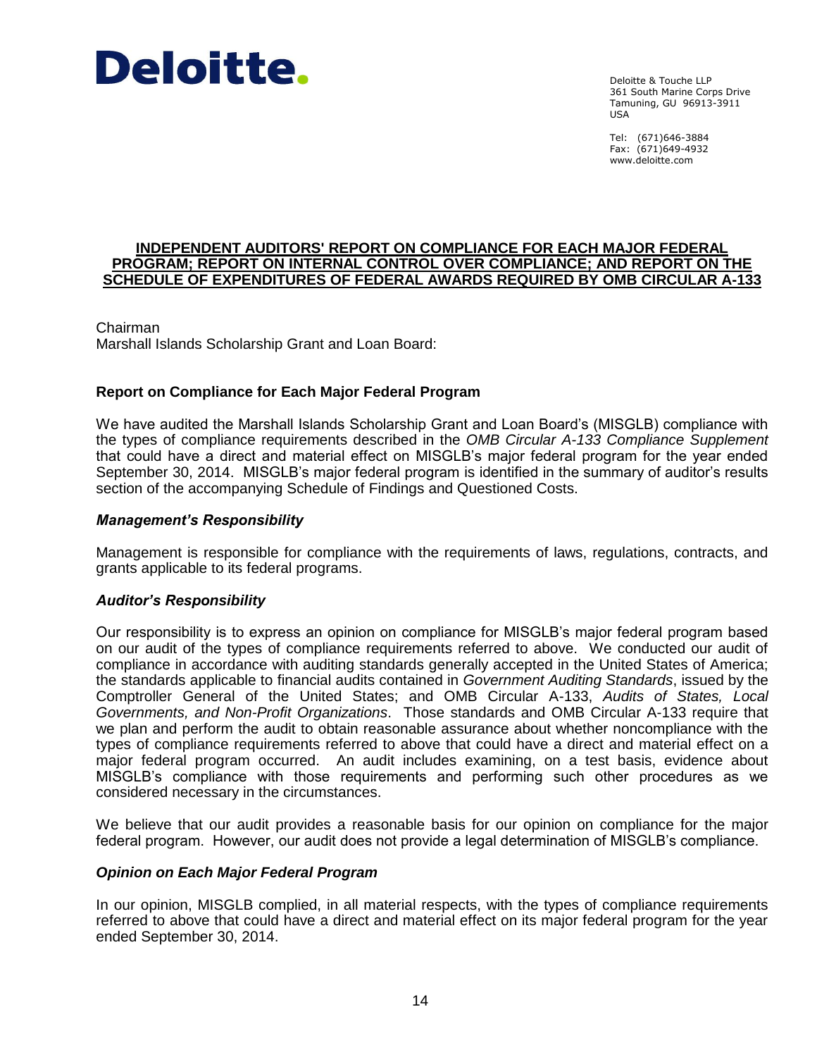Deloitte.

Deloitte & Touche LLP
361 South Marine Corps Drive
Tamuning, GU 96913-3911
USA

Tel: (671)646-3884
Fax: (671)649-4932
www.deloitte.com

**INDEPENDENT AUDITORS' REPORT ON COMPLIANCE FOR EACH MAJOR FEDERAL PROGRAM; REPORT ON INTERNAL CONTROL OVER COMPLIANCE; AND REPORT ON THE SCHEDULE OF EXPENDITURES OF FEDERAL AWARDS REQUIRED BY OMB CIRCULAR A-133**

Chairman
Marshall Islands Scholarship Grant and Loan Board:

## Report on Compliance for Each Major Federal Program

We have audited the Marshall Islands Scholarship Grant and Loan Board's (MISGLB) compliance with the types of compliance requirements described in the *OMB Circular A-133 Compliance Supplement* that could have a direct and material effect on MISGLB's major federal program for the year ended September 30, 2014. MISGLB's major federal program is identified in the summary of auditor's results section of the accompanying Schedule of Findings and Questioned Costs.

### *Management's Responsibility*

Management is responsible for compliance with the requirements of laws, regulations, contracts, and grants applicable to its federal programs.

### *Auditor's Responsibility*

Our responsibility is to express an opinion on compliance for MISGLB's major federal program based on our audit of the types of compliance requirements referred to above. We conducted our audit of compliance in accordance with auditing standards generally accepted in the United States of America; the standards applicable to financial audits contained in *Government Auditing Standards*, issued by the Comptroller General of the United States; and OMB Circular A-133, *Audits of States, Local Governments, and Non-Profit Organizations*. Those standards and OMB Circular A-133 require that we plan and perform the audit to obtain reasonable assurance about whether noncompliance with the types of compliance requirements referred to above that could have a direct and material effect on a major federal program occurred. An audit includes examining, on a test basis, evidence about MISGLB's compliance with those requirements and performing such other procedures as we considered necessary in the circumstances.

We believe that our audit provides a reasonable basis for our opinion on compliance for the major federal program. However, our audit does not provide a legal determination of MISGLB's compliance.

### *Opinion on Each Major Federal Program*

In our opinion, MISGLB complied, in all material respects, with the types of compliance requirements referred to above that could have a direct and material effect on its major federal program for the year ended September 30, 2014.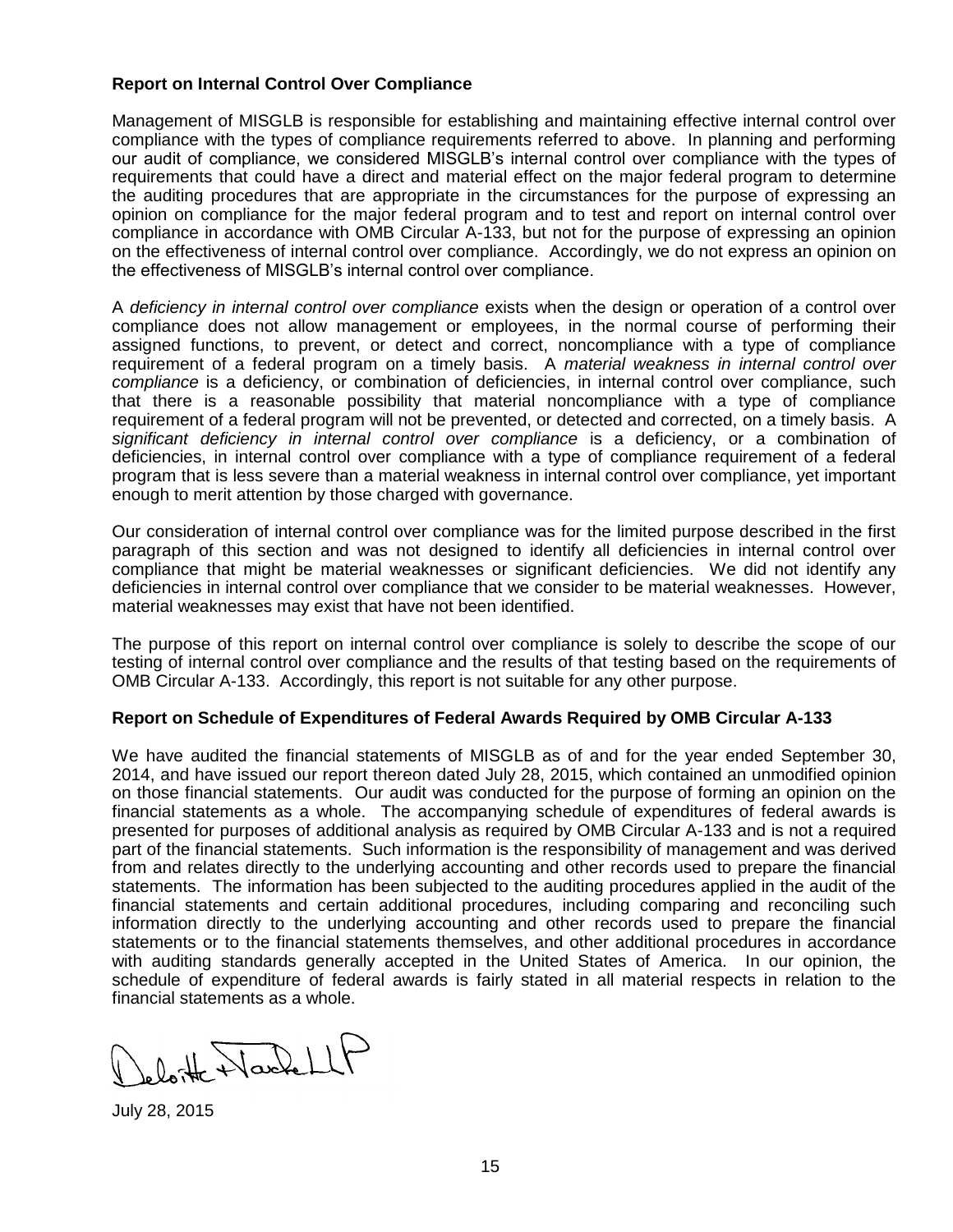**Report on Internal Control Over Compliance**

Management of MISGLB is responsible for establishing and maintaining effective internal control over compliance with the types of compliance requirements referred to above. In planning and performing our audit of compliance, we considered MISGLB's internal control over compliance with the types of requirements that could have a direct and material effect on the major federal program to determine the auditing procedures that are appropriate in the circumstances for the purpose of expressing an opinion on compliance for the major federal program and to test and report on internal control over compliance in accordance with OMB Circular A-133, but not for the purpose of expressing an opinion on the effectiveness of internal control over compliance. Accordingly, we do not express an opinion on the effectiveness of MISGLB's internal control over compliance.

A *deficiency in internal control over compliance* exists when the design or operation of a control over compliance does not allow management or employees, in the normal course of performing their assigned functions, to prevent, or detect and correct, noncompliance with a type of compliance requirement of a federal program on a timely basis. A *material weakness in internal control over compliance* is a deficiency, or combination of deficiencies, in internal control over compliance, such that there is a reasonable possibility that material noncompliance with a type of compliance requirement of a federal program will not be prevented, or detected and corrected, on a timely basis. A *significant deficiency in internal control over compliance* is a deficiency, or a combination of deficiencies, in internal control over compliance with a type of compliance requirement of a federal program that is less severe than a material weakness in internal control over compliance, yet important enough to merit attention by those charged with governance.

Our consideration of internal control over compliance was for the limited purpose described in the first paragraph of this section and was not designed to identify all deficiencies in internal control over compliance that might be material weaknesses or significant deficiencies. We did not identify any deficiencies in internal control over compliance that we consider to be material weaknesses. However, material weaknesses may exist that have not been identified.

The purpose of this report on internal control over compliance is solely to describe the scope of our testing of internal control over compliance and the results of that testing based on the requirements of OMB Circular A-133. Accordingly, this report is not suitable for any other purpose.

**Report on Schedule of Expenditures of Federal Awards Required by OMB Circular A-133**

We have audited the financial statements of MISGLB as of and for the year ended September 30, 2014, and have issued our report thereon dated July 28, 2015, which contained an unmodified opinion on those financial statements. Our audit was conducted for the purpose of forming an opinion on the financial statements as a whole. The accompanying schedule of expenditures of federal awards is presented for purposes of additional analysis as required by OMB Circular A-133 and is not a required part of the financial statements. Such information is the responsibility of management and was derived from and relates directly to the underlying accounting and other records used to prepare the financial statements. The information has been subjected to the auditing procedures applied in the audit of the financial statements and certain additional procedures, including comparing and reconciling such information directly to the underlying accounting and other records used to prepare the financial statements or to the financial statements themselves, and other additional procedures in accordance with auditing standards generally accepted in the United States of America. In our opinion, the schedule of expenditure of federal awards is fairly stated in all material respects in relation to the financial statements as a whole.

Deloitte & Touche LLP

July 28, 2015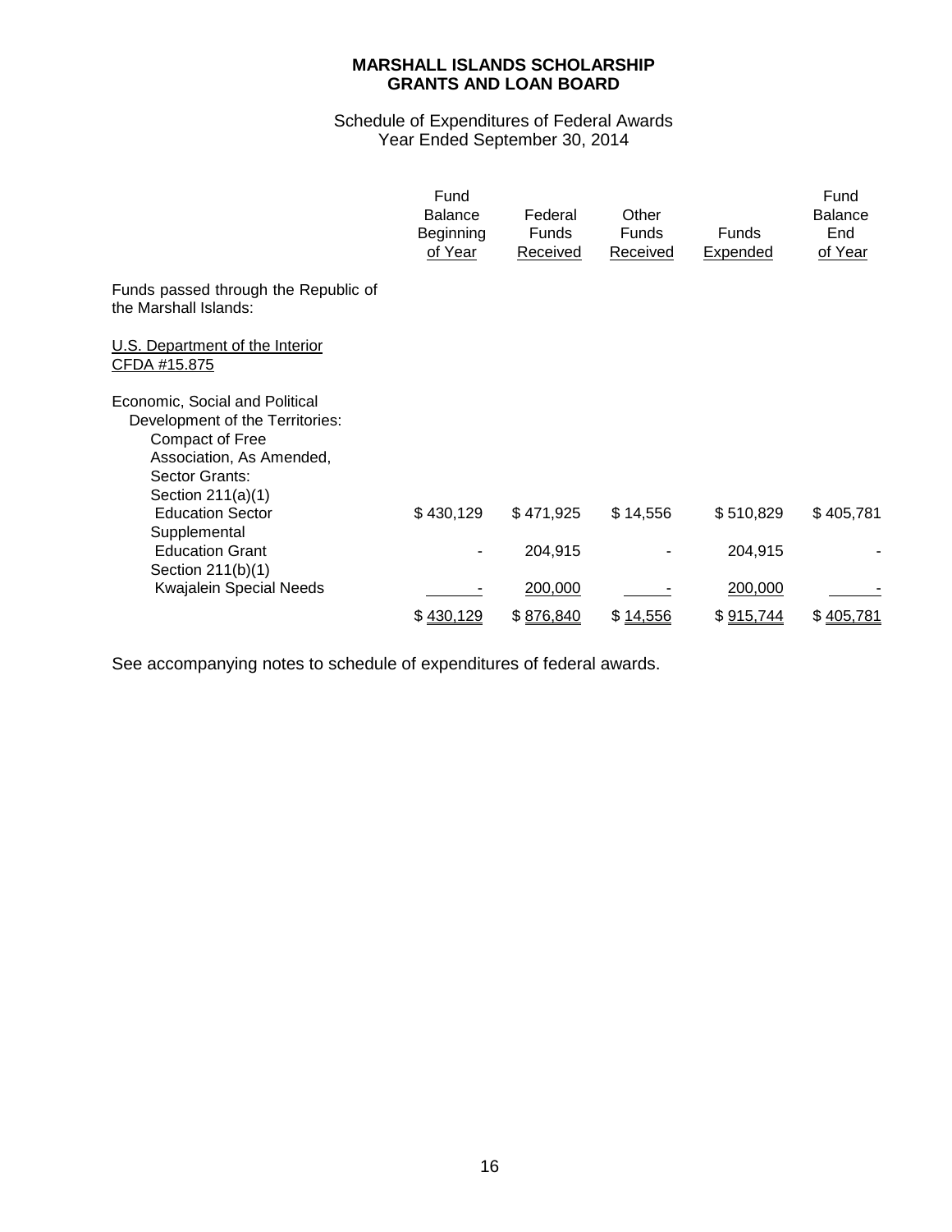**MARSHALL ISLANDS SCHOLARSHIP GRANTS AND LOAN BOARD**

Schedule of Expenditures of Federal Awards
Year Ended September 30, 2014

| | Fund Balance Beginning of Year | Federal Funds Received | Other Funds Received | Funds Expended | Fund Balance End of Year |
|---|---|---|---|---|---|
| Funds passed through the Republic of the Marshall Islands: | | | | | |
| U.S. Department of the Interior CFDA #15.875 | | | | | |
| Economic, Social and Political Development of the Territories: Compact of Free Association, As Amended, Sector Grants: | | | | | |
| Section 211(a)(1) Education Sector | $ 430,129 | $ 471,925 | $ 14,556 | $ 510,829 | $ 405,781 |
| Supplemental Education Grant | - | 204,915 | - | 204,915 | - |
| Section 211(b)(1) Kwajalein Special Needs | - | 200,000 | - | 200,000 | - |
| | $ 430,129 | $ 876,840 | $ 14,556 | $ 915,744 | $ 405,781 |

See accompanying notes to schedule of expenditures of federal awards.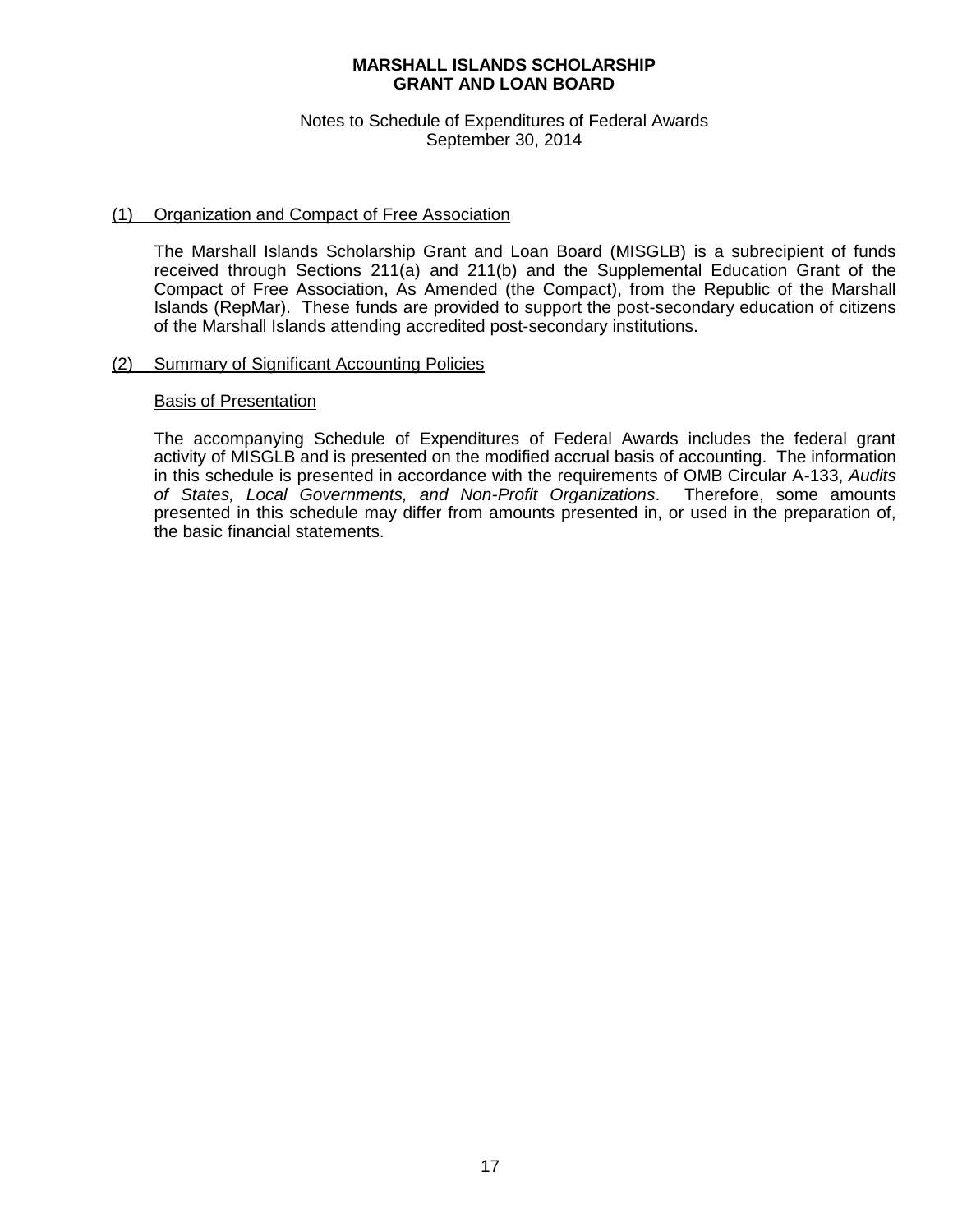# MARSHALL ISLANDS SCHOLARSHIP GRANT AND LOAN BOARD

Notes to Schedule of Expenditures of Federal Awards
September 30, 2014

## (1) Organization and Compact of Free Association

The Marshall Islands Scholarship Grant and Loan Board (MISGLB) is a subrecipient of funds received through Sections 211(a) and 211(b) and the Supplemental Education Grant of the Compact of Free Association, As Amended (the Compact), from the Republic of the Marshall Islands (RepMar). These funds are provided to support the post-secondary education of citizens of the Marshall Islands attending accredited post-secondary institutions.

## (2) Summary of Significant Accounting Policies

### Basis of Presentation

The accompanying Schedule of Expenditures of Federal Awards includes the federal grant activity of MISGLB and is presented on the modified accrual basis of accounting. The information in this schedule is presented in accordance with the requirements of OMB Circular A-133, *Audits of States, Local Governments, and Non-Profit Organizations*. Therefore, some amounts presented in this schedule may differ from amounts presented in, or used in the preparation of, the basic financial statements.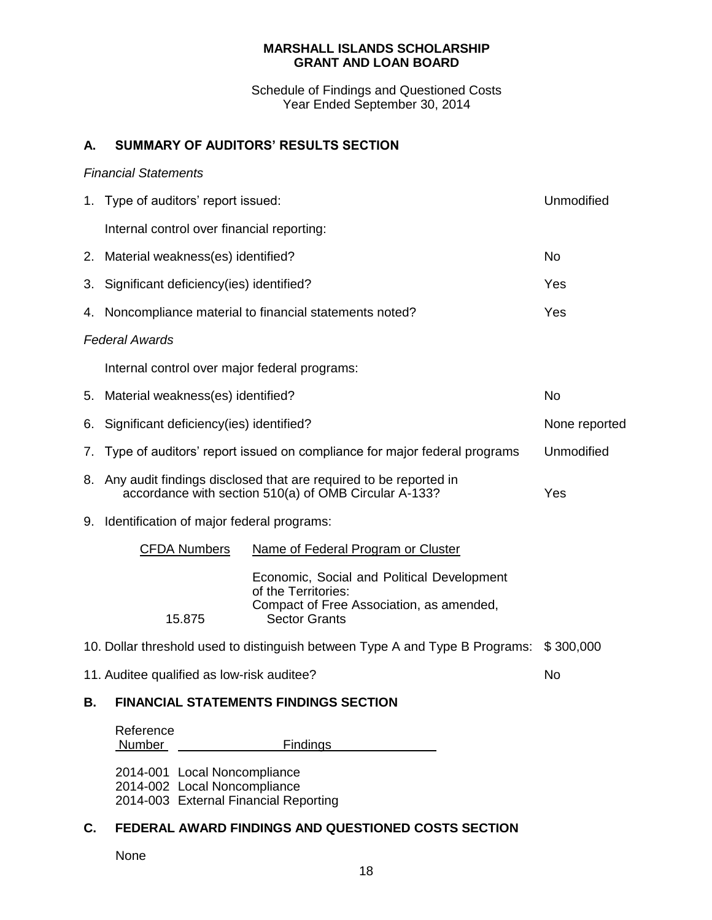**MARSHALL ISLANDS SCHOLARSHIP GRANT AND LOAN BOARD**

Schedule of Findings and Questioned Costs
Year Ended September 30, 2014

## A. SUMMARY OF AUDITORS' RESULTS SECTION

*Financial Statements*

| | | |
|---|---|---|
| 1. | Type of auditors' report issued: | Unmodified |
| | Internal control over financial reporting: | |
| 2. | Material weakness(es) identified? | No |
| 3. | Significant deficiency(ies) identified? | Yes |
| 4. | Noncompliance material to financial statements noted? | Yes |

*Federal Awards*

| | | |
|---|---|---|
| | Internal control over major federal programs: | |
| 5. | Material weakness(es) identified? | No |
| 6. | Significant deficiency(ies) identified? | None reported |
| 7. | Type of auditors' report issued on compliance for major federal programs | Unmodified |
| 8. | Any audit findings disclosed that are required to be reported in accordance with section 510(a) of OMB Circular A-133? | Yes |
| 9. | Identification of major federal programs: | |

| CFDA Numbers | Name of Federal Program or Cluster |
|---|---|
| 15.875 | Economic, Social and Political Development of the Territories: Compact of Free Association, as amended, Sector Grants |

| | | |
|---|---|---|
| 10. | Dollar threshold used to distinguish between Type A and Type B Programs: | $ 300,000 |
| 11. | Auditee qualified as low-risk auditee? | No |

## B. FINANCIAL STATEMENTS FINDINGS SECTION

| Reference Number | Findings |
|---|---|
| 2014-001 | Local Noncompliance |
| 2014-002 | Local Noncompliance |
| 2014-003 | External Financial Reporting |

## C. FEDERAL AWARD FINDINGS AND QUESTIONED COSTS SECTION

None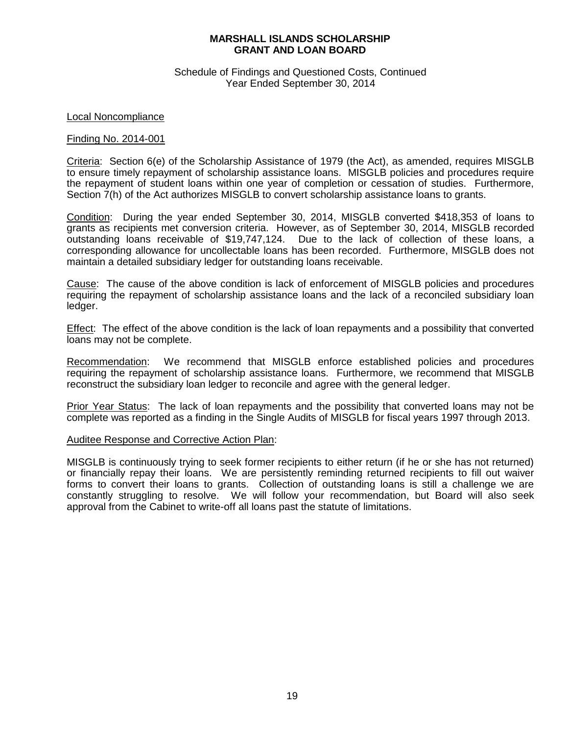**MARSHALL ISLANDS SCHOLARSHIP GRANT AND LOAN BOARD**

Schedule of Findings and Questioned Costs, Continued
Year Ended September 30, 2014

Local Noncompliance

Finding No. 2014-001

Criteria: Section 6(e) of the Scholarship Assistance of 1979 (the Act), as amended, requires MISGLB to ensure timely repayment of scholarship assistance loans. MISGLB policies and procedures require the repayment of student loans within one year of completion or cessation of studies. Furthermore, Section 7(h) of the Act authorizes MISGLB to convert scholarship assistance loans to grants.

Condition: During the year ended September 30, 2014, MISGLB converted $418,353 of loans to grants as recipients met conversion criteria. However, as of September 30, 2014, MISGLB recorded outstanding loans receivable of $19,747,124. Due to the lack of collection of these loans, a corresponding allowance for uncollectable loans has been recorded. Furthermore, MISGLB does not maintain a detailed subsidiary ledger for outstanding loans receivable.

Cause: The cause of the above condition is lack of enforcement of MISGLB policies and procedures requiring the repayment of scholarship assistance loans and the lack of a reconciled subsidiary loan ledger.

Effect: The effect of the above condition is the lack of loan repayments and a possibility that converted loans may not be complete.

Recommendation: We recommend that MISGLB enforce established policies and procedures requiring the repayment of scholarship assistance loans. Furthermore, we recommend that MISGLB reconstruct the subsidiary loan ledger to reconcile and agree with the general ledger.

Prior Year Status: The lack of loan repayments and the possibility that converted loans may not be complete was reported as a finding in the Single Audits of MISGLB for fiscal years 1997 through 2013.

Auditee Response and Corrective Action Plan:

MISGLB is continuously trying to seek former recipients to either return (if he or she has not returned) or financially repay their loans. We are persistently reminding returned recipients to fill out waiver forms to convert their loans to grants. Collection of outstanding loans is still a challenge we are constantly struggling to resolve. We will follow your recommendation, but Board will also seek approval from the Cabinet to write-off all loans past the statute of limitations.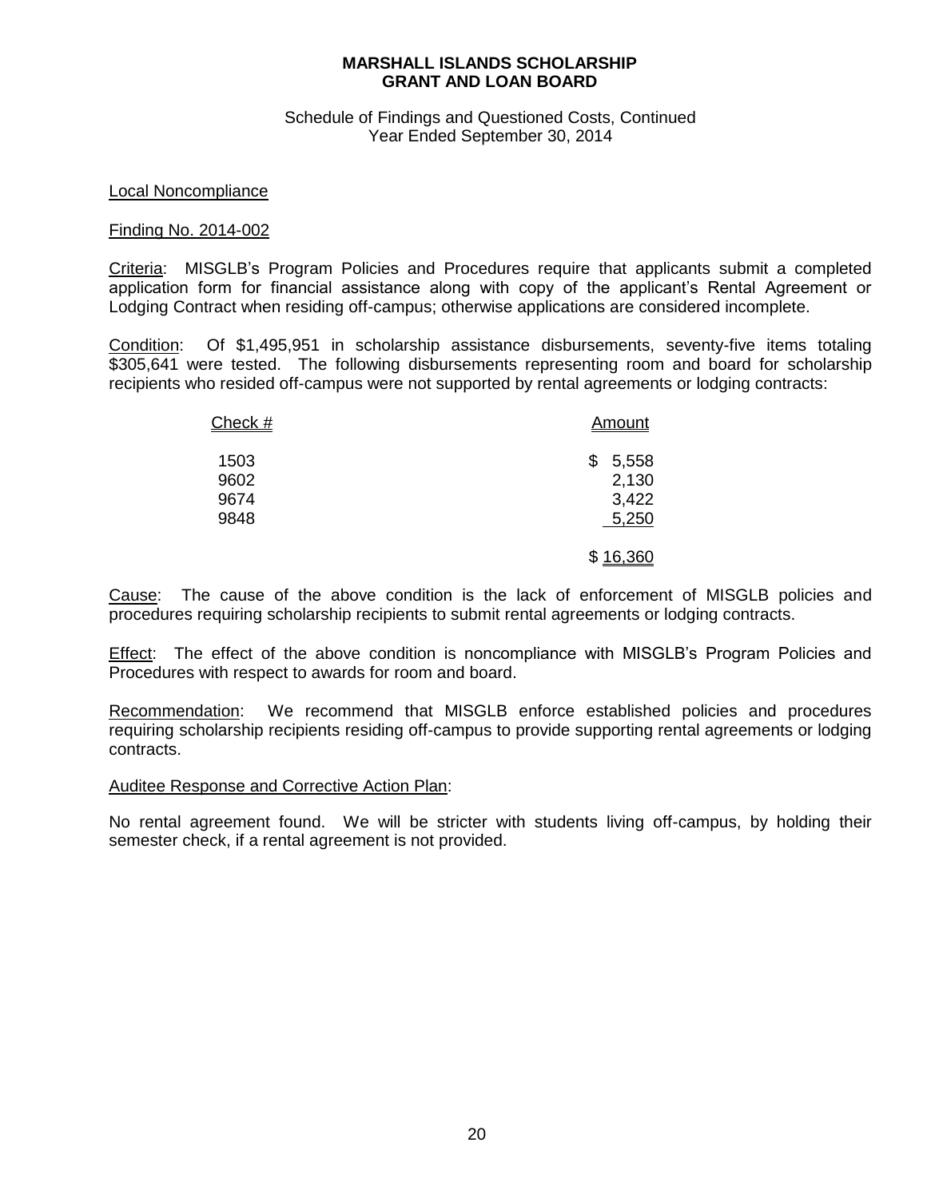**MARSHALL ISLANDS SCHOLARSHIP GRANT AND LOAN BOARD**

Schedule of Findings and Questioned Costs, Continued
Year Ended September 30, 2014

Local Noncompliance

Finding No. 2014-002

Criteria: MISGLB's Program Policies and Procedures require that applicants submit a completed application form for financial assistance along with copy of the applicant's Rental Agreement or Lodging Contract when residing off-campus; otherwise applications are considered incomplete.

Condition: Of $1,495,951 in scholarship assistance disbursements, seventy-five items totaling $305,641 were tested. The following disbursements representing room and board for scholarship recipients who resided off-campus were not supported by rental agreements or lodging contracts:

| Check # | Amount |
|---|---|
| 1503 | $ 5,558 |
| 9602 | 2,130 |
| 9674 | 3,422 |
| 9848 | 5,250 |
| | $ 16,360 |

Cause: The cause of the above condition is the lack of enforcement of MISGLB policies and procedures requiring scholarship recipients to submit rental agreements or lodging contracts.

Effect: The effect of the above condition is noncompliance with MISGLB's Program Policies and Procedures with respect to awards for room and board.

Recommendation: We recommend that MISGLB enforce established policies and procedures requiring scholarship recipients residing off-campus to provide supporting rental agreements or lodging contracts.

Auditee Response and Corrective Action Plan:

No rental agreement found. We will be stricter with students living off-campus, by holding their semester check, if a rental agreement is not provided.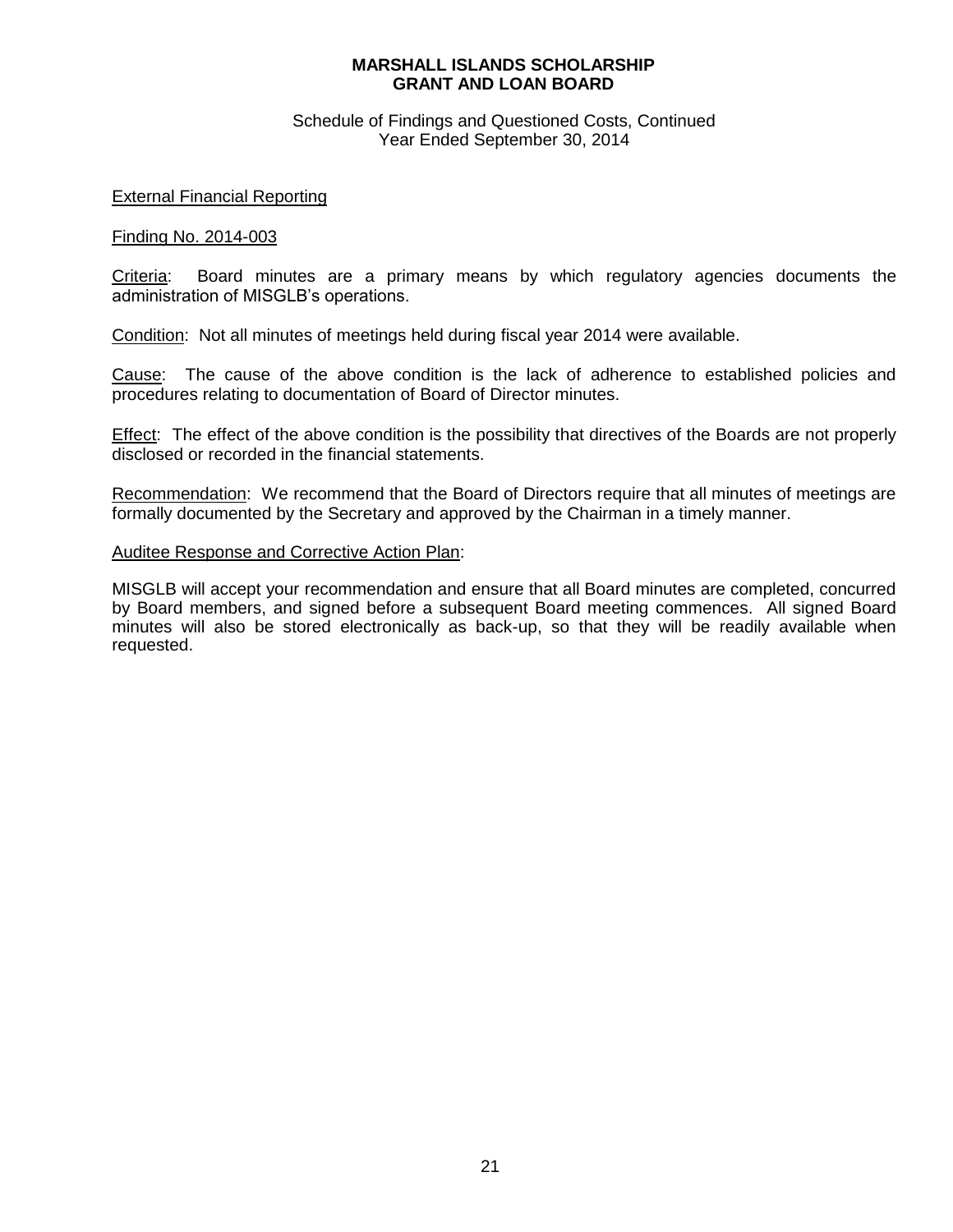**MARSHALL ISLANDS SCHOLARSHIP GRANT AND LOAN BOARD**

Schedule of Findings and Questioned Costs, Continued
Year Ended September 30, 2014

External Financial Reporting

Finding No. 2014-003

Criteria: Board minutes are a primary means by which regulatory agencies documents the administration of MISGLB's operations.

Condition: Not all minutes of meetings held during fiscal year 2014 were available.

Cause: The cause of the above condition is the lack of adherence to established policies and procedures relating to documentation of Board of Director minutes.

Effect: The effect of the above condition is the possibility that directives of the Boards are not properly disclosed or recorded in the financial statements.

Recommendation: We recommend that the Board of Directors require that all minutes of meetings are formally documented by the Secretary and approved by the Chairman in a timely manner.

Auditee Response and Corrective Action Plan:

MISGLB will accept your recommendation and ensure that all Board minutes are completed, concurred by Board members, and signed before a subsequent Board meeting commences. All signed Board minutes will also be stored electronically as back-up, so that they will be readily available when requested.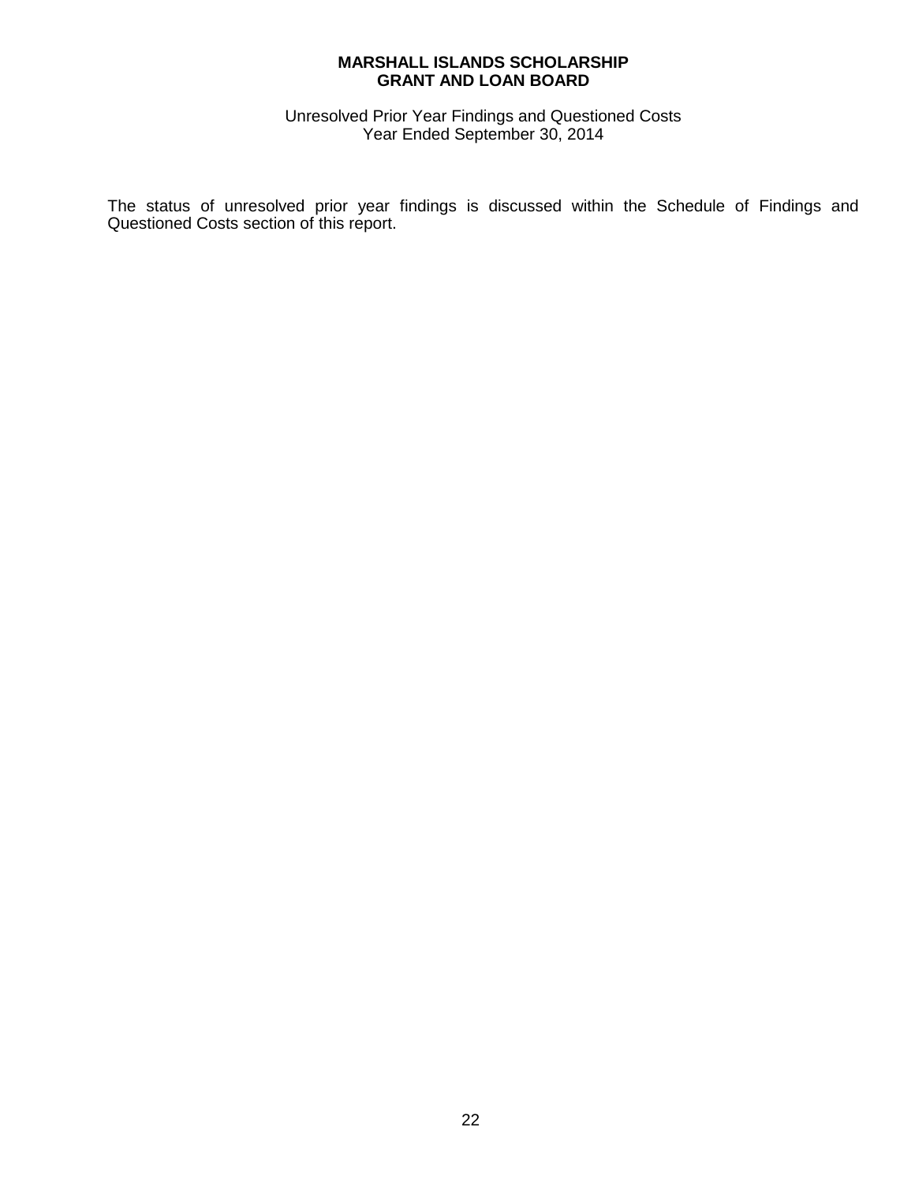**MARSHALL ISLANDS SCHOLARSHIP**
**GRANT AND LOAN BOARD**

Unresolved Prior Year Findings and Questioned Costs
Year Ended September 30, 2014

The status of unresolved prior year findings is discussed within the Schedule of Findings and Questioned Costs section of this report.